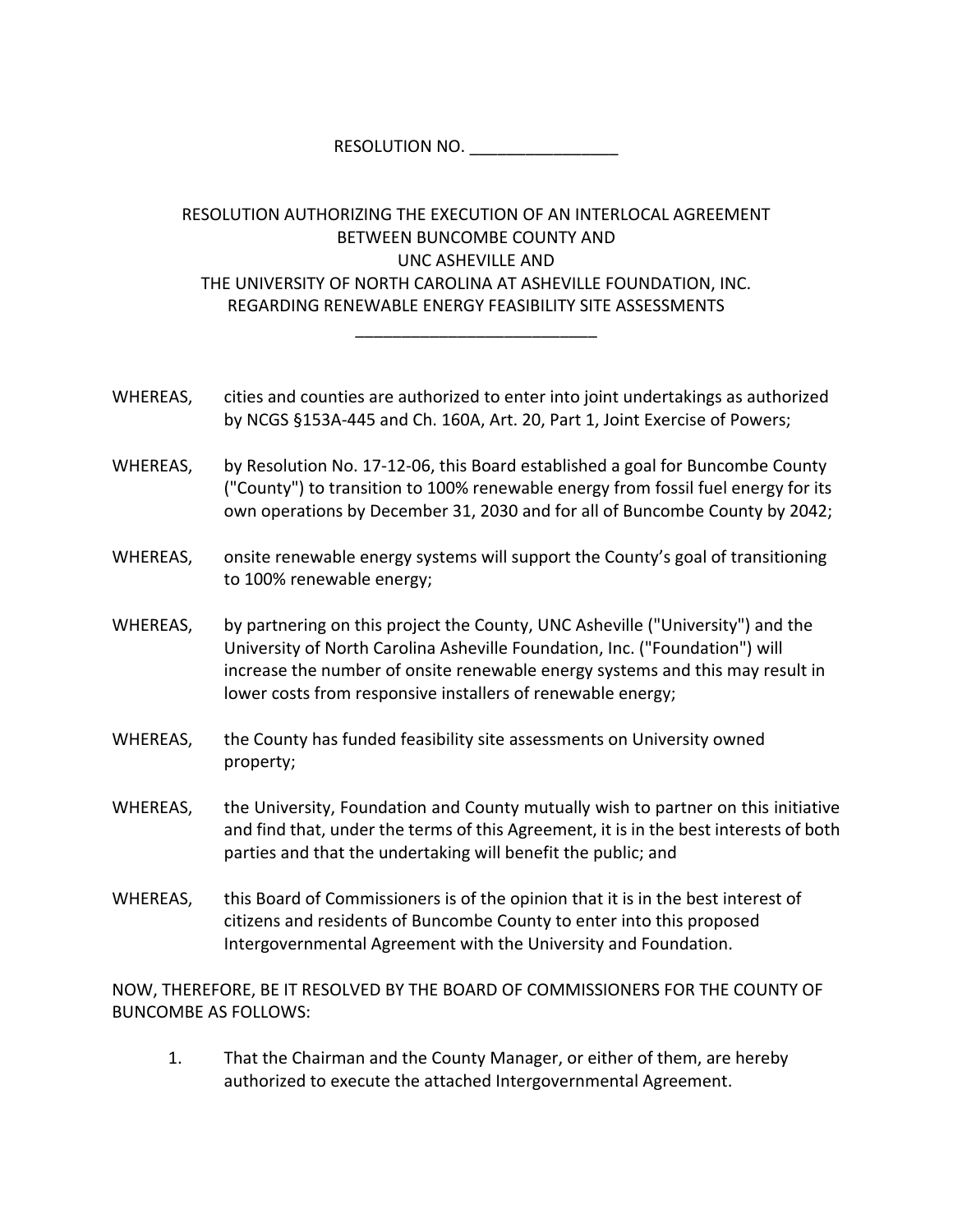RESOLUTION NO. ________________

RESOLUTION AUTHORIZING THE EXECUTION OF AN INTERLOCAL AGREEMENT BETWEEN BUNCOMBE COUNTY AND UNC ASHEVILLE AND THE UNIVERSITY OF NORTH CAROLINA AT ASHEVILLE FOUNDATION, INC. REGARDING RENEWABLE ENERGY FEASIBILITY SITE ASSESSMENTS

__________________________

WHEREAS, cities and counties are authorized to enter into joint undertakings as authorized by NCGS §153A-445 and Ch. 160A, Art. 20, Part 1, Joint Exercise of Powers;

WHEREAS, by Resolution No. 17-12-06, this Board established a goal for Buncombe County ("County") to transition to 100% renewable energy from fossil fuel energy for its own operations by December 31, 2030 and for all of Buncombe County by 2042;

WHEREAS, onsite renewable energy systems will support the County's goal of transitioning to 100% renewable energy;

WHEREAS, by partnering on this project the County, UNC Asheville ("University") and the University of North Carolina Asheville Foundation, Inc. ("Foundation") will increase the number of onsite renewable energy systems and this may result in lower costs from responsive installers of renewable energy;

WHEREAS, the County has funded feasibility site assessments on University owned property;

WHEREAS, the University, Foundation and County mutually wish to partner on this initiative and find that, under the terms of this Agreement, it is in the best interests of both parties and that the undertaking will benefit the public; and

WHEREAS, this Board of Commissioners is of the opinion that it is in the best interest of citizens and residents of Buncombe County to enter into this proposed Intergovernmental Agreement with the University and Foundation.

NOW, THEREFORE, BE IT RESOLVED BY THE BOARD OF COMMISSIONERS FOR THE COUNTY OF BUNCOMBE AS FOLLOWS:

1. That the Chairman and the County Manager, or either of them, are hereby authorized to execute the attached Intergovernmental Agreement.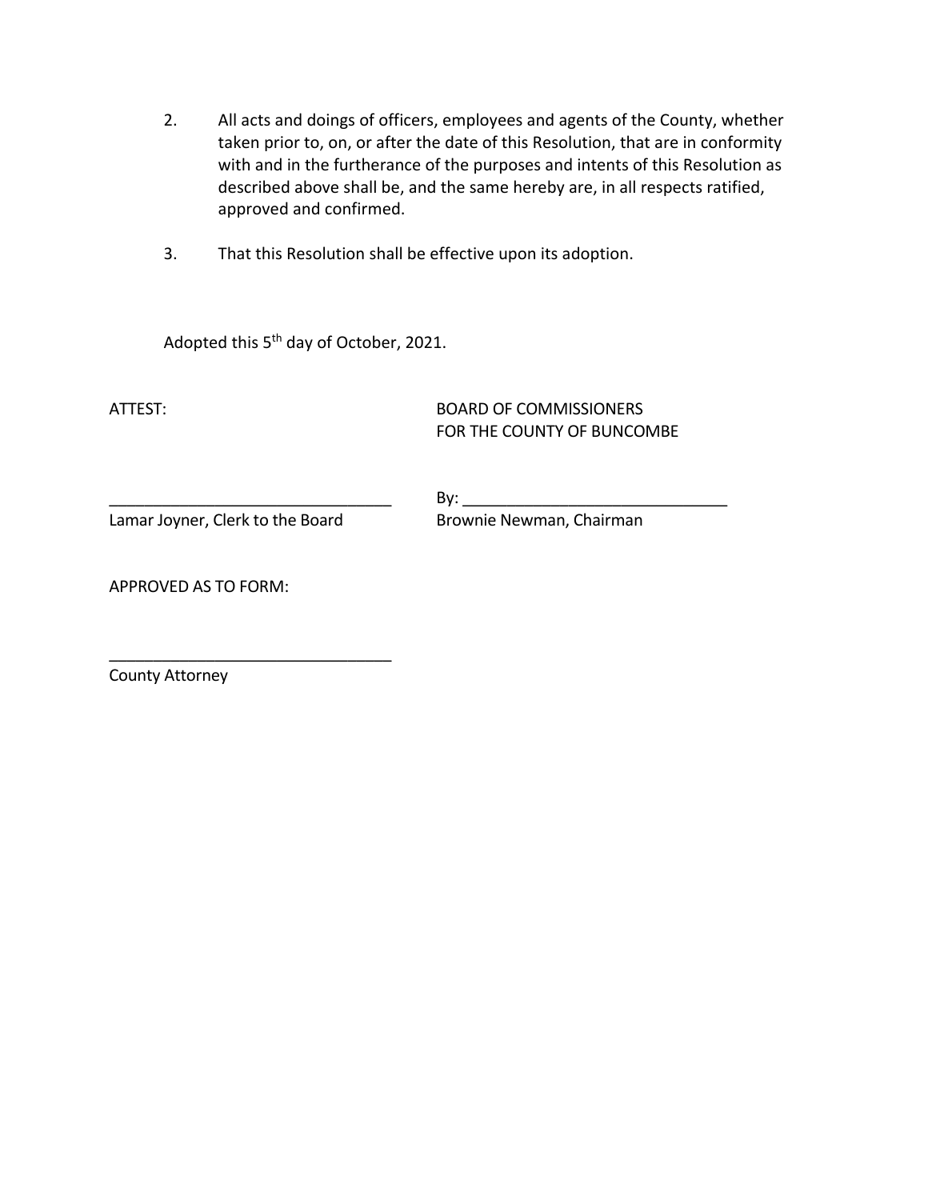2. All acts and doings of officers, employees and agents of the County, whether taken prior to, on, or after the date of this Resolution, that are in conformity with and in the furtherance of the purposes and intents of this Resolution as described above shall be, and the same hereby are, in all respects ratified, approved and confirmed.

3. That this Resolution shall be effective upon its adoption.

Adopted this 5th day of October, 2021.

ATTEST:

BOARD OF COMMISSIONERS
FOR THE COUNTY OF BUNCOMBE

________________________________
Lamar Joyner, Clerk to the Board

By: ______________________________
Brownie Newman, Chairman

APPROVED AS TO FORM:

________________________________
County Attorney